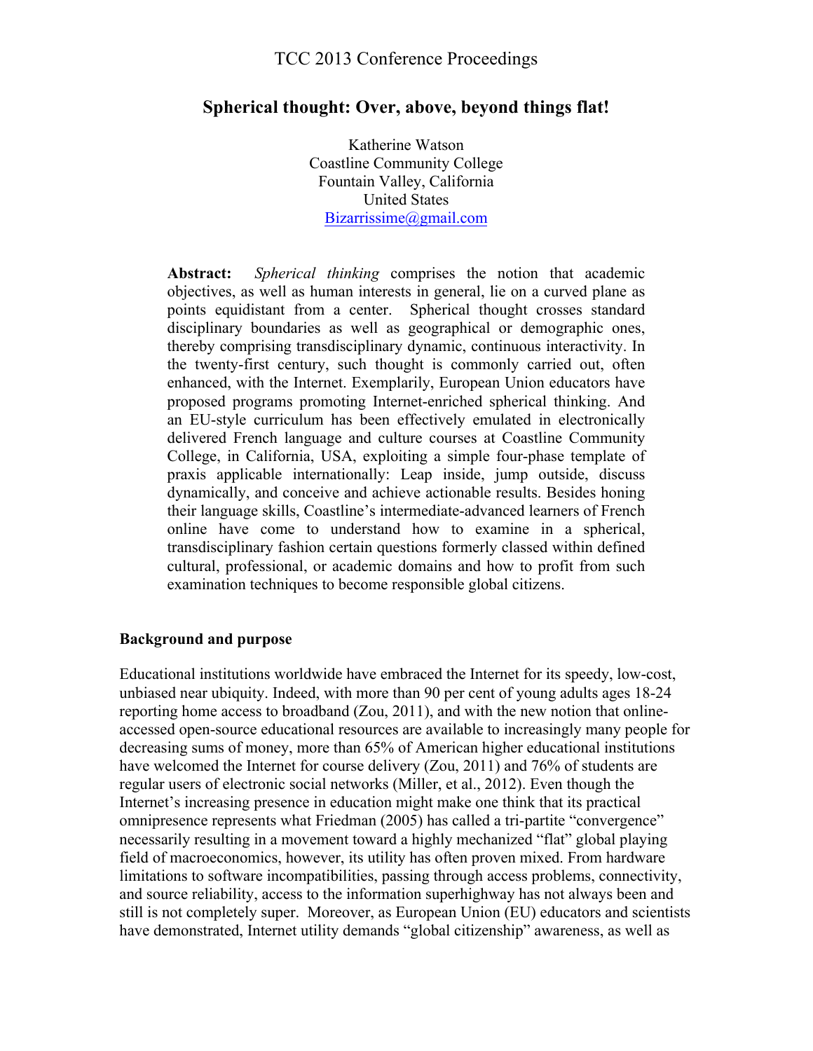# Spherical thought: Over, above, beyond things flat!

Katherine Watson
Coastline Community College
Fountain Valley, California
United States
Bizarrissime@gmail.com

**Abstract:** *Spherical thinking* comprises the notion that academic objectives, as well as human interests in general, lie on a curved plane as points equidistant from a center. Spherical thought crosses standard disciplinary boundaries as well as geographical or demographic ones, thereby comprising transdisciplinary dynamic, continuous interactivity. In the twenty-first century, such thought is commonly carried out, often enhanced, with the Internet. Exemplarily, European Union educators have proposed programs promoting Internet-enriched spherical thinking. And an EU-style curriculum has been effectively emulated in electronically delivered French language and culture courses at Coastline Community College, in California, USA, exploiting a simple four-phase template of praxis applicable internationally: Leap inside, jump outside, discuss dynamically, and conceive and achieve actionable results. Besides honing their language skills, Coastline's intermediate-advanced learners of French online have come to understand how to examine in a spherical, transdisciplinary fashion certain questions formerly classed within defined cultural, professional, or academic domains and how to profit from such examination techniques to become responsible global citizens.

## Background and purpose

Educational institutions worldwide have embraced the Internet for its speedy, low-cost, unbiased near ubiquity. Indeed, with more than 90 per cent of young adults ages 18-24 reporting home access to broadband (Zou, 2011), and with the new notion that online-accessed open-source educational resources are available to increasingly many people for decreasing sums of money, more than 65% of American higher educational institutions have welcomed the Internet for course delivery (Zou, 2011) and 76% of students are regular users of electronic social networks (Miller, et al., 2012). Even though the Internet's increasing presence in education might make one think that its practical omnipresence represents what Friedman (2005) has called a tri-partite "convergence" necessarily resulting in a movement toward a highly mechanized "flat" global playing field of macroeconomics, however, its utility has often proven mixed. From hardware limitations to software incompatibilities, passing through access problems, connectivity, and source reliability, access to the information superhighway has not always been and still is not completely super. Moreover, as European Union (EU) educators and scientists have demonstrated, Internet utility demands "global citizenship" awareness, as well as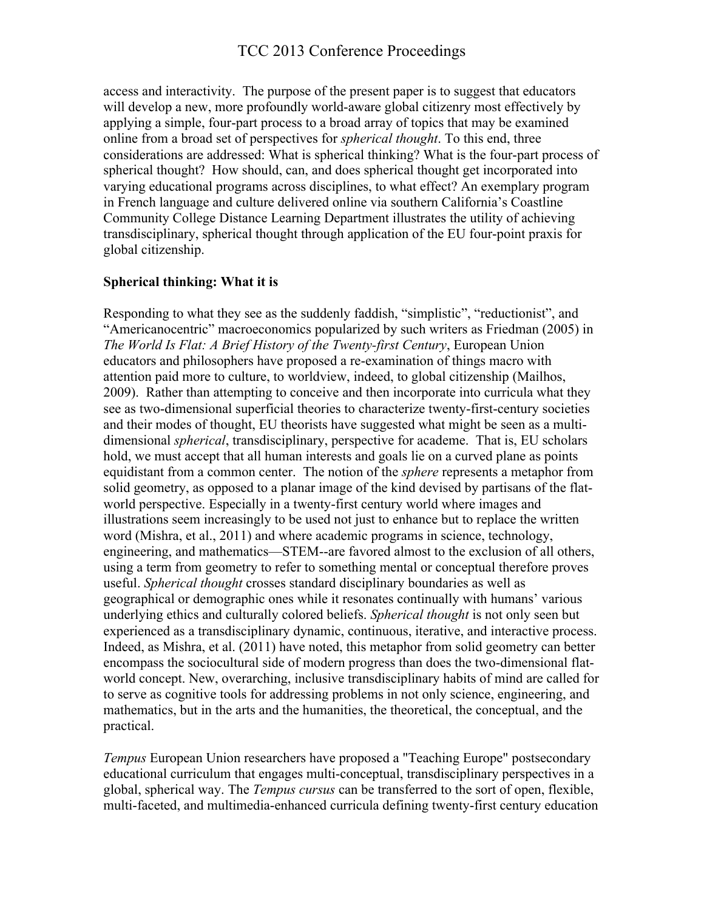access and interactivity. The purpose of the present paper is to suggest that educators will develop a new, more profoundly world-aware global citizenry most effectively by applying a simple, four-part process to a broad array of topics that may be examined online from a broad set of perspectives for *spherical thought*. To this end, three considerations are addressed: What is spherical thinking? What is the four-part process of spherical thought? How should, can, and does spherical thought get incorporated into varying educational programs across disciplines, to what effect? An exemplary program in French language and culture delivered online via southern California's Coastline Community College Distance Learning Department illustrates the utility of achieving transdisciplinary, spherical thought through application of the EU four-point praxis for global citizenship.

## Spherical thinking: What it is

Responding to what they see as the suddenly faddish, "simplistic", "reductionist", and "Americanocentric" macroeconomics popularized by such writers as Friedman (2005) in *The World Is Flat: A Brief History of the Twenty-first Century*, European Union educators and philosophers have proposed a re-examination of things macro with attention paid more to culture, to worldview, indeed, to global citizenship (Mailhos, 2009). Rather than attempting to conceive and then incorporate into curricula what they see as two-dimensional superficial theories to characterize twenty-first-century societies and their modes of thought, EU theorists have suggested what might be seen as a multi-dimensional *spherical*, transdisciplinary, perspective for academe. That is, EU scholars hold, we must accept that all human interests and goals lie on a curved plane as points equidistant from a common center. The notion of the *sphere* represents a metaphor from solid geometry, as opposed to a planar image of the kind devised by partisans of the flat-world perspective. Especially in a twenty-first century world where images and illustrations seem increasingly to be used not just to enhance but to replace the written word (Mishra, et al., 2011) and where academic programs in science, technology, engineering, and mathematics—STEM--are favored almost to the exclusion of all others, using a term from geometry to refer to something mental or conceptual therefore proves useful. *Spherical thought* crosses standard disciplinary boundaries as well as geographical or demographic ones while it resonates continually with humans' various underlying ethics and culturally colored beliefs. *Spherical thought* is not only seen but experienced as a transdisciplinary dynamic, continuous, iterative, and interactive process. Indeed, as Mishra, et al. (2011) have noted, this metaphor from solid geometry can better encompass the sociocultural side of modern progress than does the two-dimensional flat-world concept. New, overarching, inclusive transdisciplinary habits of mind are called for to serve as cognitive tools for addressing problems in not only science, engineering, and mathematics, but in the arts and the humanities, the theoretical, the conceptual, and the practical.

*Tempus* European Union researchers have proposed a "Teaching Europe" postsecondary educational curriculum that engages multi-conceptual, transdisciplinary perspectives in a global, spherical way. The *Tempus cursus* can be transferred to the sort of open, flexible, multi-faceted, and multimedia-enhanced curricula defining twenty-first century education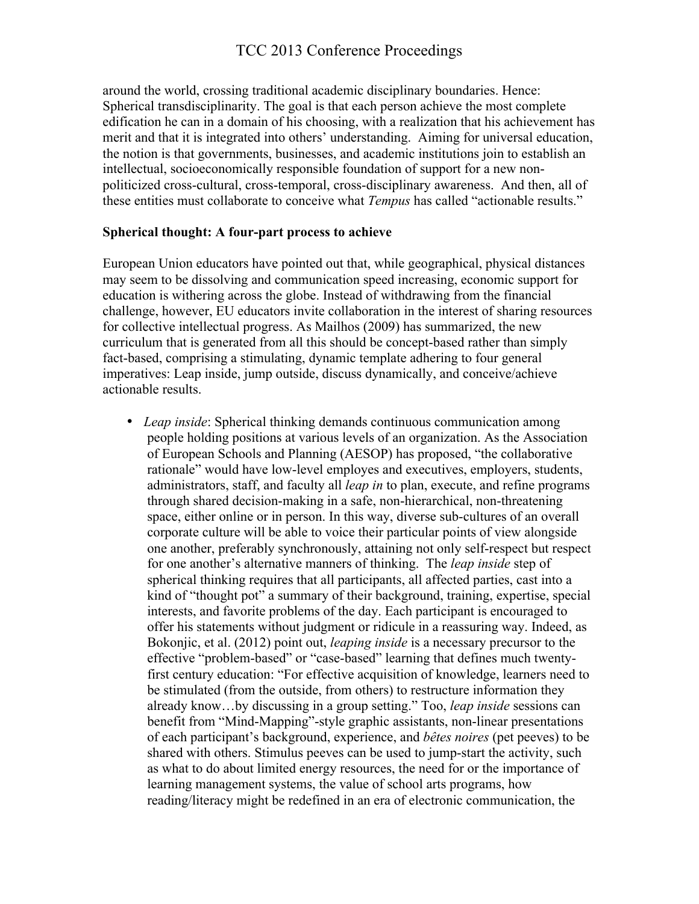around the world, crossing traditional academic disciplinary boundaries. Hence: Spherical transdisciplinarity. The goal is that each person achieve the most complete edification he can in a domain of his choosing, with a realization that his achievement has merit and that it is integrated into others' understanding. Aiming for universal education, the notion is that governments, businesses, and academic institutions join to establish an intellectual, socioeconomically responsible foundation of support for a new non-politicized cross-cultural, cross-temporal, cross-disciplinary awareness. And then, all of these entities must collaborate to conceive what *Tempus* has called "actionable results."

**Spherical thought: A four-part process to achieve**

European Union educators have pointed out that, while geographical, physical distances may seem to be dissolving and communication speed increasing, economic support for education is withering across the globe. Instead of withdrawing from the financial challenge, however, EU educators invite collaboration in the interest of sharing resources for collective intellectual progress. As Mailhos (2009) has summarized, the new curriculum that is generated from all this should be concept-based rather than simply fact-based, comprising a stimulating, dynamic template adhering to four general imperatives: Leap inside, jump outside, discuss dynamically, and conceive/achieve actionable results.

- *Leap inside*: Spherical thinking demands continuous communication among people holding positions at various levels of an organization. As the Association of European Schools and Planning (AESOP) has proposed, "the collaborative rationale" would have low-level employes and executives, employers, students, administrators, staff, and faculty all *leap in* to plan, execute, and refine programs through shared decision-making in a safe, non-hierarchical, non-threatening space, either online or in person. In this way, diverse sub-cultures of an overall corporate culture will be able to voice their particular points of view alongside one another, preferably synchronously, attaining not only self-respect but respect for one another's alternative manners of thinking. The *leap inside* step of spherical thinking requires that all participants, all affected parties, cast into a kind of "thought pot" a summary of their background, training, expertise, special interests, and favorite problems of the day. Each participant is encouraged to offer his statements without judgment or ridicule in a reassuring way. Indeed, as Bokonjic, et al. (2012) point out, *leaping inside* is a necessary precursor to the effective "problem-based" or "case-based" learning that defines much twenty-first century education: "For effective acquisition of knowledge, learners need to be stimulated (from the outside, from others) to restructure information they already know…by discussing in a group setting." Too, *leap inside* sessions can benefit from "Mind-Mapping"-style graphic assistants, non-linear presentations of each participant's background, experience, and *bêtes noires* (pet peeves) to be shared with others. Stimulus peeves can be used to jump-start the activity, such as what to do about limited energy resources, the need for or the importance of learning management systems, the value of school arts programs, how reading/literacy might be redefined in an era of electronic communication, the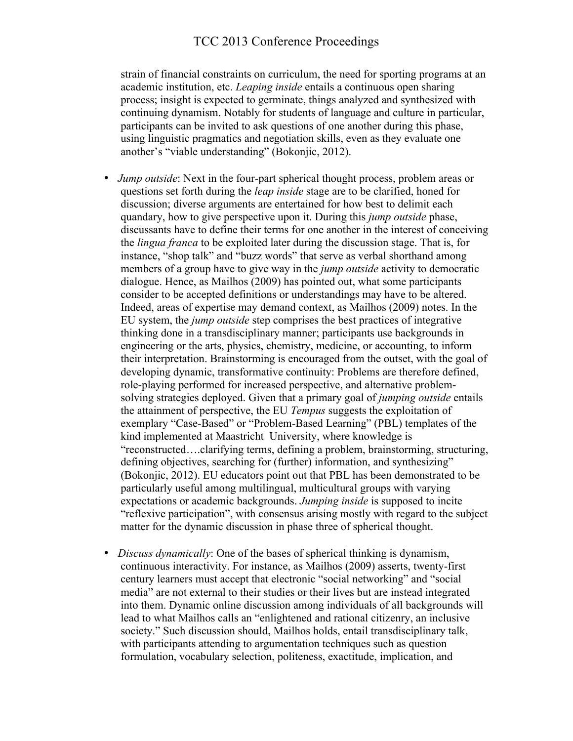strain of financial constraints on curriculum, the need for sporting programs at an academic institution, etc. *Leaping inside* entails a continuous open sharing process; insight is expected to germinate, things analyzed and synthesized with continuing dynamism. Notably for students of language and culture in particular, participants can be invited to ask questions of one another during this phase, using linguistic pragmatics and negotiation skills, even as they evaluate one another's "viable understanding" (Bokonjic, 2012).

- *Jump outside*: Next in the four-part spherical thought process, problem areas or questions set forth during the *leap inside* stage are to be clarified, honed for discussion; diverse arguments are entertained for how best to delimit each quandary, how to give perspective upon it. During this *jump outside* phase, discussants have to define their terms for one another in the interest of conceiving the *lingua franca* to be exploited later during the discussion stage. That is, for instance, "shop talk" and "buzz words" that serve as verbal shorthand among members of a group have to give way in the *jump outside* activity to democratic dialogue. Hence, as Mailhos (2009) has pointed out, what some participants consider to be accepted definitions or understandings may have to be altered. Indeed, areas of expertise may demand context, as Mailhos (2009) notes. In the EU system, the *jump outside* step comprises the best practices of integrative thinking done in a transdisciplinary manner; participants use backgrounds in engineering or the arts, physics, chemistry, medicine, or accounting, to inform their interpretation. Brainstorming is encouraged from the outset, with the goal of developing dynamic, transformative continuity: Problems are therefore defined, role-playing performed for increased perspective, and alternative problem-solving strategies deployed. Given that a primary goal of *jumping outside* entails the attainment of perspective, the EU *Tempus* suggests the exploitation of exemplary "Case-Based" or "Problem-Based Learning" (PBL) templates of the kind implemented at Maastricht University, where knowledge is "reconstructed….clarifying terms, defining a problem, brainstorming, structuring, defining objectives, searching for (further) information, and synthesizing" (Bokonjic, 2012). EU educators point out that PBL has been demonstrated to be particularly useful among multilingual, multicultural groups with varying expectations or academic backgrounds. *Jumping inside* is supposed to incite "reflexive participation", with consensus arising mostly with regard to the subject matter for the dynamic discussion in phase three of spherical thought.

- *Discuss dynamically*: One of the bases of spherical thinking is dynamism, continuous interactivity. For instance, as Mailhos (2009) asserts, twenty-first century learners must accept that electronic "social networking" and "social media" are not external to their studies or their lives but are instead integrated into them. Dynamic online discussion among individuals of all backgrounds will lead to what Mailhos calls an "enlightened and rational citizenry, an inclusive society." Such discussion should, Mailhos holds, entail transdisciplinary talk, with participants attending to argumentation techniques such as question formulation, vocabulary selection, politeness, exactitude, implication, and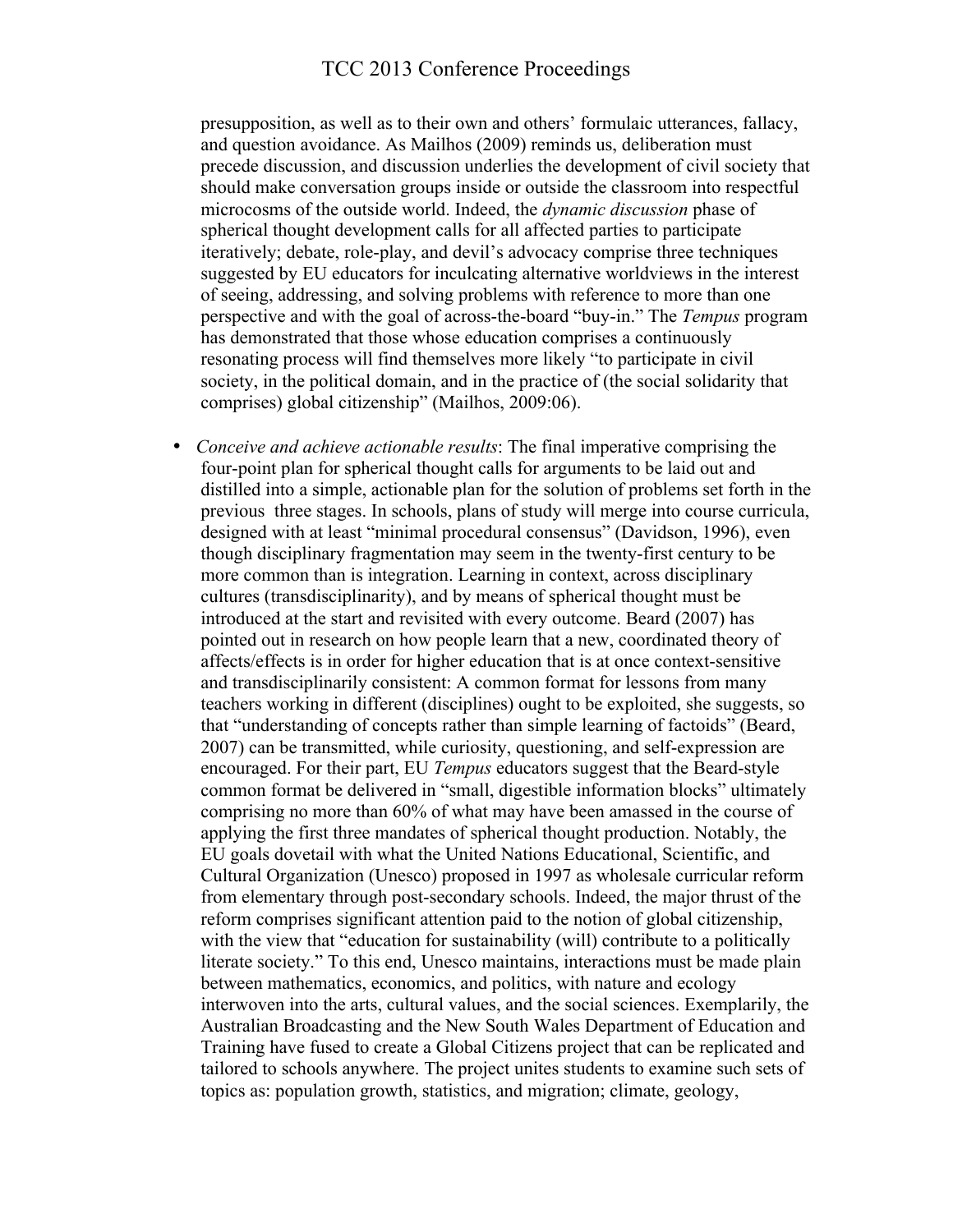presupposition, as well as to their own and others' formulaic utterances, fallacy, and question avoidance. As Mailhos (2009) reminds us, deliberation must precede discussion, and discussion underlies the development of civil society that should make conversation groups inside or outside the classroom into respectful microcosms of the outside world. Indeed, the *dynamic discussion* phase of spherical thought development calls for all affected parties to participate iteratively; debate, role-play, and devil's advocacy comprise three techniques suggested by EU educators for inculcating alternative worldviews in the interest of seeing, addressing, and solving problems with reference to more than one perspective and with the goal of across-the-board "buy-in." The *Tempus* program has demonstrated that those whose education comprises a continuously resonating process will find themselves more likely "to participate in civil society, in the political domain, and in the practice of (the social solidarity that comprises) global citizenship" (Mailhos, 2009:06).

- *Conceive and achieve actionable results*: The final imperative comprising the four-point plan for spherical thought calls for arguments to be laid out and distilled into a simple, actionable plan for the solution of problems set forth in the previous three stages. In schools, plans of study will merge into course curricula, designed with at least "minimal procedural consensus" (Davidson, 1996), even though disciplinary fragmentation may seem in the twenty-first century to be more common than is integration. Learning in context, across disciplinary cultures (transdisciplinarity), and by means of spherical thought must be introduced at the start and revisited with every outcome. Beard (2007) has pointed out in research on how people learn that a new, coordinated theory of affects/effects is in order for higher education that is at once context-sensitive and transdisciplinarily consistent: A common format for lessons from many teachers working in different (disciplines) ought to be exploited, she suggests, so that "understanding of concepts rather than simple learning of factoids" (Beard, 2007) can be transmitted, while curiosity, questioning, and self-expression are encouraged. For their part, EU *Tempus* educators suggest that the Beard-style common format be delivered in "small, digestible information blocks" ultimately comprising no more than 60% of what may have been amassed in the course of applying the first three mandates of spherical thought production. Notably, the EU goals dovetail with what the United Nations Educational, Scientific, and Cultural Organization (Unesco) proposed in 1997 as wholesale curricular reform from elementary through post-secondary schools. Indeed, the major thrust of the reform comprises significant attention paid to the notion of global citizenship, with the view that "education for sustainability (will) contribute to a politically literate society." To this end, Unesco maintains, interactions must be made plain between mathematics, economics, and politics, with nature and ecology interwoven into the arts, cultural values, and the social sciences. Exemplarily, the Australian Broadcasting and the New South Wales Department of Education and Training have fused to create a Global Citizens project that can be replicated and tailored to schools anywhere. The project unites students to examine such sets of topics as: population growth, statistics, and migration; climate, geology,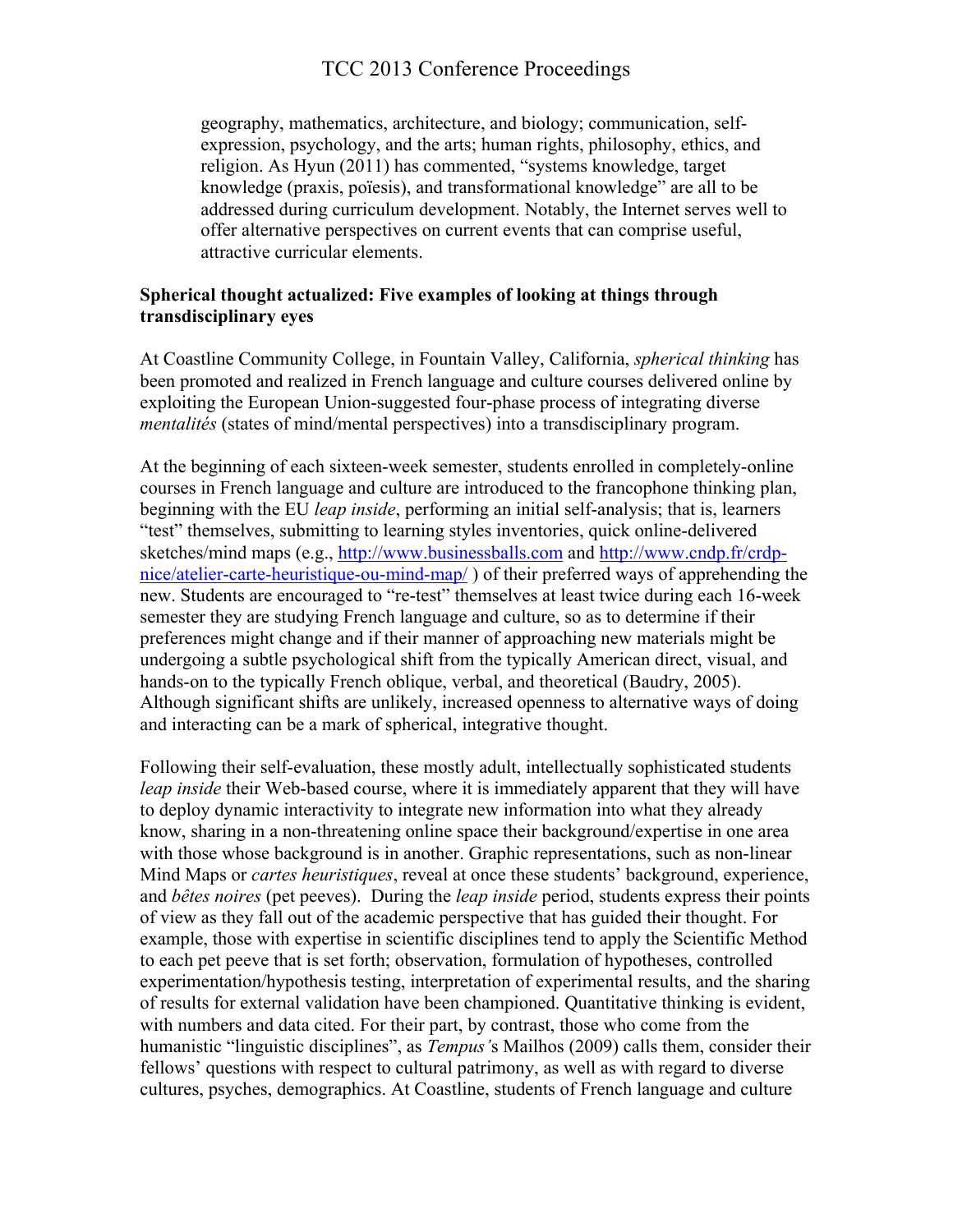geography, mathematics, architecture, and biology; communication, self-expression, psychology, and the arts; human rights, philosophy, ethics, and religion. As Hyun (2011) has commented, "systems knowledge, target knowledge (praxis, poïesis), and transformational knowledge" are all to be addressed during curriculum development. Notably, the Internet serves well to offer alternative perspectives on current events that can comprise useful, attractive curricular elements.

**Spherical thought actualized: Five examples of looking at things through transdisciplinary eyes**

At Coastline Community College, in Fountain Valley, California, *spherical thinking* has been promoted and realized in French language and culture courses delivered online by exploiting the European Union-suggested four-phase process of integrating diverse *mentalités* (states of mind/mental perspectives) into a transdisciplinary program.

At the beginning of each sixteen-week semester, students enrolled in completely-online courses in French language and culture are introduced to the francophone thinking plan, beginning with the EU *leap inside*, performing an initial self-analysis; that is, learners "test" themselves, submitting to learning styles inventories, quick online-delivered sketches/mind maps (e.g., http://www.businessballs.com and http://www.cndp.fr/crdp-nice/atelier-carte-heuristique-ou-mind-map/ ) of their preferred ways of apprehending the new. Students are encouraged to "re-test" themselves at least twice during each 16-week semester they are studying French language and culture, so as to determine if their preferences might change and if their manner of approaching new materials might be undergoing a subtle psychological shift from the typically American direct, visual, and hands-on to the typically French oblique, verbal, and theoretical (Baudry, 2005). Although significant shifts are unlikely, increased openness to alternative ways of doing and interacting can be a mark of spherical, integrative thought.

Following their self-evaluation, these mostly adult, intellectually sophisticated students *leap inside* their Web-based course, where it is immediately apparent that they will have to deploy dynamic interactivity to integrate new information into what they already know, sharing in a non-threatening online space their background/expertise in one area with those whose background is in another. Graphic representations, such as non-linear Mind Maps or *cartes heuristiques*, reveal at once these students' background, experience, and *bêtes noires* (pet peeves). During the *leap inside* period, students express their points of view as they fall out of the academic perspective that has guided their thought. For example, those with expertise in scientific disciplines tend to apply the Scientific Method to each pet peeve that is set forth; observation, formulation of hypotheses, controlled experimentation/hypothesis testing, interpretation of experimental results, and the sharing of results for external validation have been championed. Quantitative thinking is evident, with numbers and data cited. For their part, by contrast, those who come from the humanistic "linguistic disciplines", as *Tempus'*s Mailhos (2009) calls them, consider their fellows' questions with respect to cultural patrimony, as well as with regard to diverse cultures, psyches, demographics. At Coastline, students of French language and culture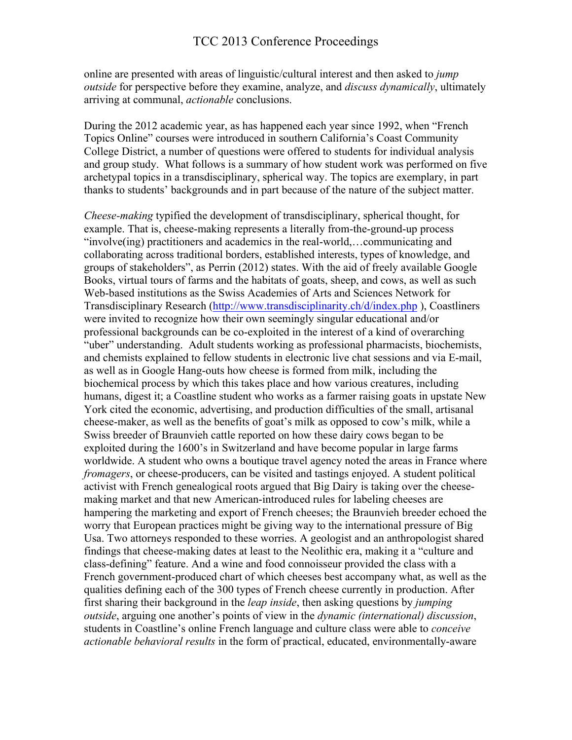online are presented with areas of linguistic/cultural interest and then asked to *jump outside* for perspective before they examine, analyze, and *discuss dynamically*, ultimately arriving at communal, *actionable* conclusions.

During the 2012 academic year, as has happened each year since 1992, when "French Topics Online" courses were introduced in southern California's Coast Community College District, a number of questions were offered to students for individual analysis and group study. What follows is a summary of how student work was performed on five archetypal topics in a transdisciplinary, spherical way. The topics are exemplary, in part thanks to students' backgrounds and in part because of the nature of the subject matter.

*Cheese-making* typified the development of transdisciplinary, spherical thought, for example. That is, cheese-making represents a literally from-the-ground-up process "involve(ing) practitioners and academics in the real-world,…communicating and collaborating across traditional borders, established interests, types of knowledge, and groups of stakeholders", as Perrin (2012) states. With the aid of freely available Google Books, virtual tours of farms and the habitats of goats, sheep, and cows, as well as such Web-based institutions as the Swiss Academies of Arts and Sciences Network for Transdisciplinary Research (http://www.transdisciplinarity.ch/d/index.php ), Coastliners were invited to recognize how their own seemingly singular educational and/or professional backgrounds can be co-exploited in the interest of a kind of overarching "uber" understanding. Adult students working as professional pharmacists, biochemists, and chemists explained to fellow students in electronic live chat sessions and via E-mail, as well as in Google Hang-outs how cheese is formed from milk, including the biochemical process by which this takes place and how various creatures, including humans, digest it; a Coastline student who works as a farmer raising goats in upstate New York cited the economic, advertising, and production difficulties of the small, artisanal cheese-maker, as well as the benefits of goat's milk as opposed to cow's milk, while a Swiss breeder of Braunvieh cattle reported on how these dairy cows began to be exploited during the 1600's in Switzerland and have become popular in large farms worldwide. A student who owns a boutique travel agency noted the areas in France where *fromagers*, or cheese-producers, can be visited and tastings enjoyed. A student political activist with French genealogical roots argued that Big Dairy is taking over the cheese-making market and that new American-introduced rules for labeling cheeses are hampering the marketing and export of French cheeses; the Braunvieh breeder echoed the worry that European practices might be giving way to the international pressure of Big Usa. Two attorneys responded to these worries. A geologist and an anthropologist shared findings that cheese-making dates at least to the Neolithic era, making it a "culture and class-defining" feature. And a wine and food connoisseur provided the class with a French government-produced chart of which cheeses best accompany what, as well as the qualities defining each of the 300 types of French cheese currently in production. After first sharing their background in the *leap inside*, then asking questions by *jumping outside*, arguing one another's points of view in the *dynamic (international) discussion*, students in Coastline's online French language and culture class were able to *conceive actionable behavioral results* in the form of practical, educated, environmentally-aware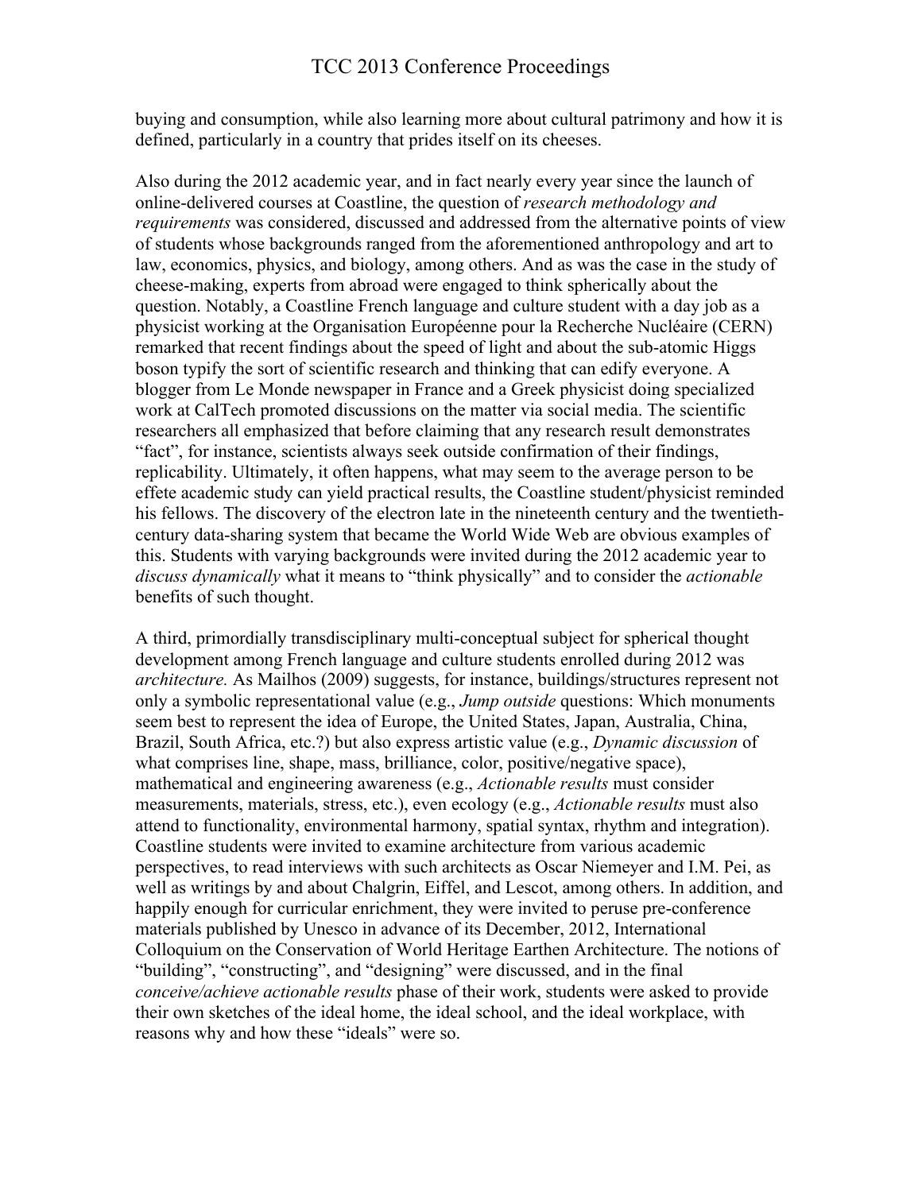buying and consumption, while also learning more about cultural patrimony and how it is defined, particularly in a country that prides itself on its cheeses.

Also during the 2012 academic year, and in fact nearly every year since the launch of online-delivered courses at Coastline, the question of *research methodology and requirements* was considered, discussed and addressed from the alternative points of view of students whose backgrounds ranged from the aforementioned anthropology and art to law, economics, physics, and biology, among others. And as was the case in the study of cheese-making, experts from abroad were engaged to think spherically about the question. Notably, a Coastline French language and culture student with a day job as a physicist working at the Organisation Européenne pour la Recherche Nucléaire (CERN) remarked that recent findings about the speed of light and about the sub-atomic Higgs boson typify the sort of scientific research and thinking that can edify everyone. A blogger from Le Monde newspaper in France and a Greek physicist doing specialized work at CalTech promoted discussions on the matter via social media. The scientific researchers all emphasized that before claiming that any research result demonstrates "fact", for instance, scientists always seek outside confirmation of their findings, replicability. Ultimately, it often happens, what may seem to the average person to be effete academic study can yield practical results, the Coastline student/physicist reminded his fellows. The discovery of the electron late in the nineteenth century and the twentieth-century data-sharing system that became the World Wide Web are obvious examples of this. Students with varying backgrounds were invited during the 2012 academic year to *discuss dynamically* what it means to "think physically" and to consider the *actionable* benefits of such thought.

A third, primordially transdisciplinary multi-conceptual subject for spherical thought development among French language and culture students enrolled during 2012 was *architecture.* As Mailhos (2009) suggests, for instance, buildings/structures represent not only a symbolic representational value (e.g., *Jump outside* questions: Which monuments seem best to represent the idea of Europe, the United States, Japan, Australia, China, Brazil, South Africa, etc.?) but also express artistic value (e.g., *Dynamic discussion* of what comprises line, shape, mass, brilliance, color, positive/negative space), mathematical and engineering awareness (e.g., *Actionable results* must consider measurements, materials, stress, etc.), even ecology (e.g., *Actionable results* must also attend to functionality, environmental harmony, spatial syntax, rhythm and integration). Coastline students were invited to examine architecture from various academic perspectives, to read interviews with such architects as Oscar Niemeyer and I.M. Pei, as well as writings by and about Chalgrin, Eiffel, and Lescot, among others. In addition, and happily enough for curricular enrichment, they were invited to peruse pre-conference materials published by Unesco in advance of its December, 2012, International Colloquium on the Conservation of World Heritage Earthen Architecture. The notions of "building", "constructing", and "designing" were discussed, and in the final *conceive/achieve actionable results* phase of their work, students were asked to provide their own sketches of the ideal home, the ideal school, and the ideal workplace, with reasons why and how these "ideals" were so.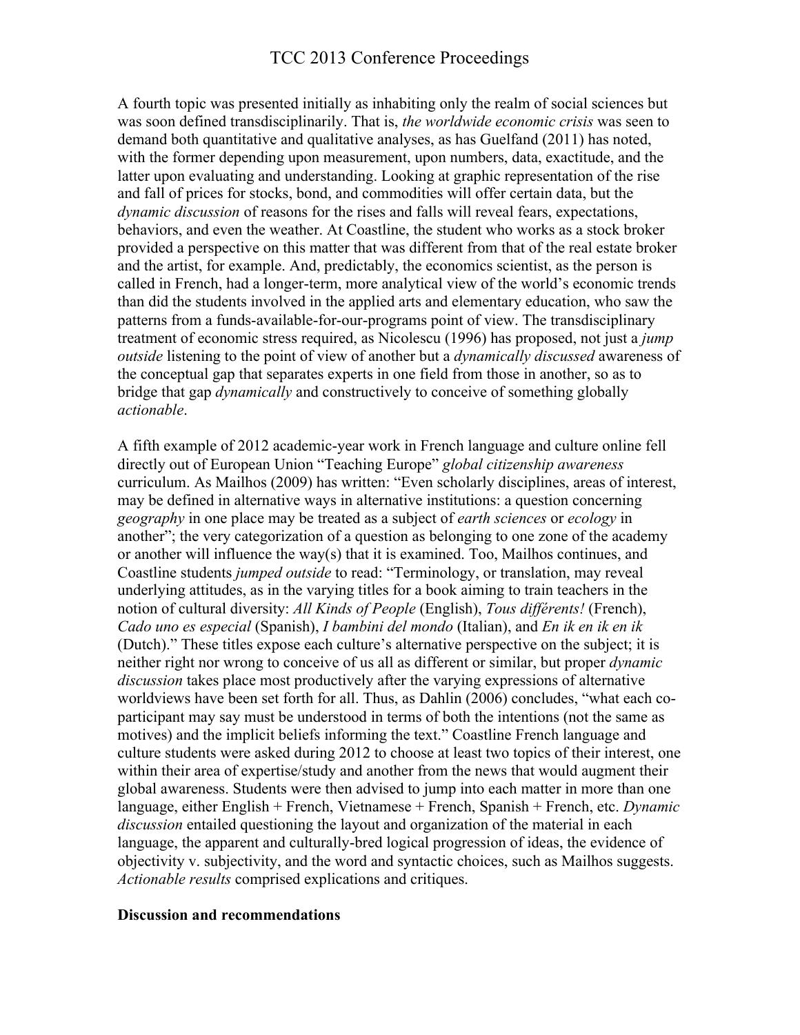A fourth topic was presented initially as inhabiting only the realm of social sciences but was soon defined transdisciplinarily. That is, *the worldwide economic crisis* was seen to demand both quantitative and qualitative analyses, as has Guelfand (2011) has noted, with the former depending upon measurement, upon numbers, data, exactitude, and the latter upon evaluating and understanding. Looking at graphic representation of the rise and fall of prices for stocks, bond, and commodities will offer certain data, but the *dynamic discussion* of reasons for the rises and falls will reveal fears, expectations, behaviors, and even the weather. At Coastline, the student who works as a stock broker provided a perspective on this matter that was different from that of the real estate broker and the artist, for example. And, predictably, the economics scientist, as the person is called in French, had a longer-term, more analytical view of the world's economic trends than did the students involved in the applied arts and elementary education, who saw the patterns from a funds-available-for-our-programs point of view. The transdisciplinary treatment of economic stress required, as Nicolescu (1996) has proposed, not just a *jump outside* listening to the point of view of another but a *dynamically discussed* awareness of the conceptual gap that separates experts in one field from those in another, so as to bridge that gap *dynamically* and constructively to conceive of something globally *actionable*.

A fifth example of 2012 academic-year work in French language and culture online fell directly out of European Union "Teaching Europe" *global citizenship awareness* curriculum. As Mailhos (2009) has written: "Even scholarly disciplines, areas of interest, may be defined in alternative ways in alternative institutions: a question concerning *geography* in one place may be treated as a subject of *earth sciences* or *ecology* in another"; the very categorization of a question as belonging to one zone of the academy or another will influence the way(s) that it is examined. Too, Mailhos continues, and Coastline students *jumped outside* to read: "Terminology, or translation, may reveal underlying attitudes, as in the varying titles for a book aiming to train teachers in the notion of cultural diversity: *All Kinds of People* (English), *Tous différents!* (French), *Cado uno es especial* (Spanish), *I bambini del mondo* (Italian), and *En ik en ik en ik* (Dutch)." These titles expose each culture's alternative perspective on the subject; it is neither right nor wrong to conceive of us all as different or similar, but proper *dynamic discussion* takes place most productively after the varying expressions of alternative worldviews have been set forth for all. Thus, as Dahlin (2006) concludes, "what each co-participant may say must be understood in terms of both the intentions (not the same as motives) and the implicit beliefs informing the text." Coastline French language and culture students were asked during 2012 to choose at least two topics of their interest, one within their area of expertise/study and another from the news that would augment their global awareness. Students were then advised to jump into each matter in more than one language, either English + French, Vietnamese + French, Spanish + French, etc. *Dynamic discussion* entailed questioning the layout and organization of the material in each language, the apparent and culturally-bred logical progression of ideas, the evidence of objectivity v. subjectivity, and the word and syntactic choices, such as Mailhos suggests. *Actionable results* comprised explications and critiques.

**Discussion and recommendations**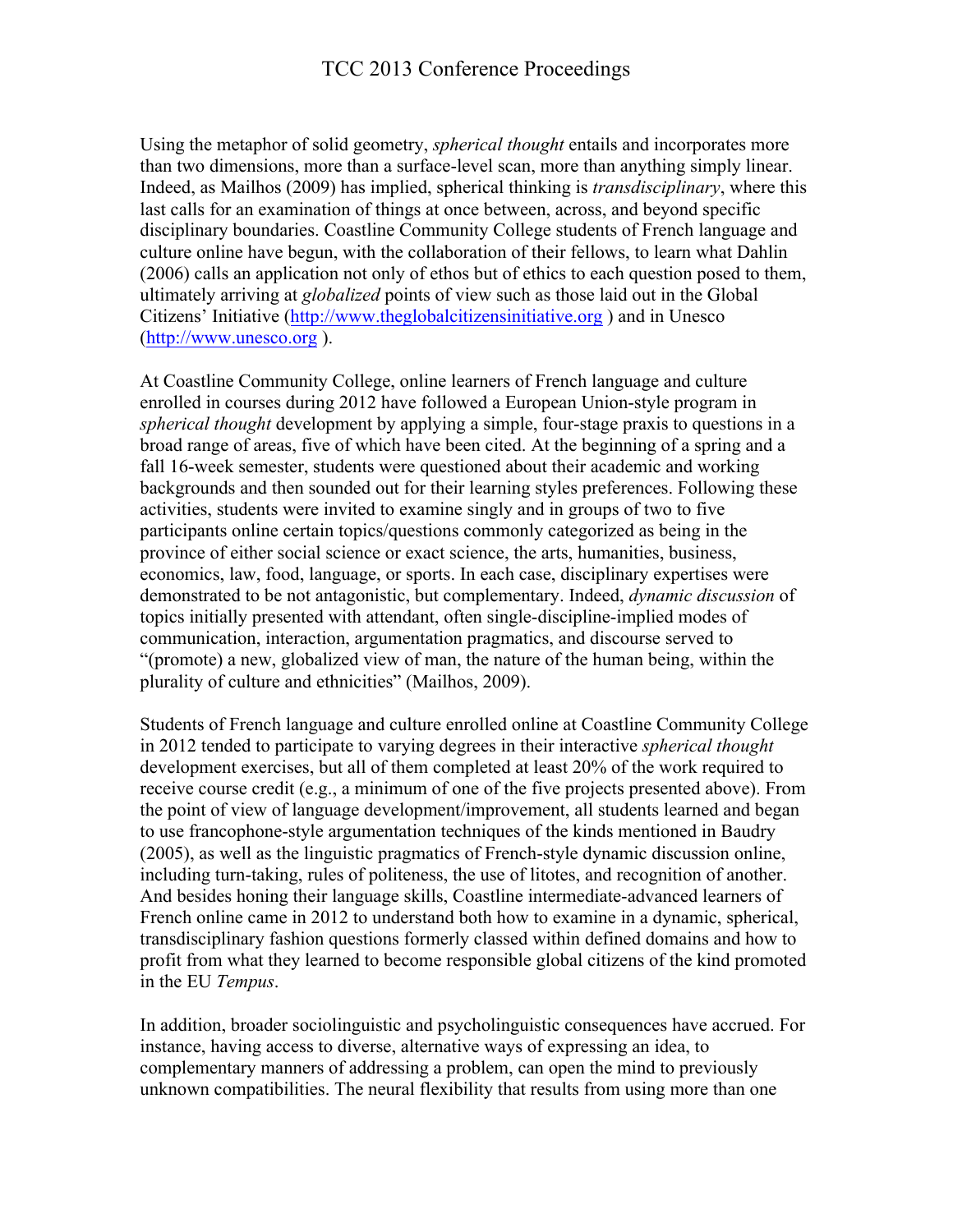Using the metaphor of solid geometry, *spherical thought* entails and incorporates more than two dimensions, more than a surface-level scan, more than anything simply linear. Indeed, as Mailhos (2009) has implied, spherical thinking is *transdisciplinary*, where this last calls for an examination of things at once between, across, and beyond specific disciplinary boundaries. Coastline Community College students of French language and culture online have begun, with the collaboration of their fellows, to learn what Dahlin (2006) calls an application not only of ethos but of ethics to each question posed to them, ultimately arriving at *globalized* points of view such as those laid out in the Global Citizens' Initiative (http://www.theglobalcitizensinitiative.org ) and in Unesco (http://www.unesco.org ).

At Coastline Community College, online learners of French language and culture enrolled in courses during 2012 have followed a European Union-style program in *spherical thought* development by applying a simple, four-stage praxis to questions in a broad range of areas, five of which have been cited. At the beginning of a spring and a fall 16-week semester, students were questioned about their academic and working backgrounds and then sounded out for their learning styles preferences. Following these activities, students were invited to examine singly and in groups of two to five participants online certain topics/questions commonly categorized as being in the province of either social science or exact science, the arts, humanities, business, economics, law, food, language, or sports. In each case, disciplinary expertises were demonstrated to be not antagonistic, but complementary. Indeed, *dynamic discussion* of topics initially presented with attendant, often single-discipline-implied modes of communication, interaction, argumentation pragmatics, and discourse served to "(promote) a new, globalized view of man, the nature of the human being, within the plurality of culture and ethnicities" (Mailhos, 2009).

Students of French language and culture enrolled online at Coastline Community College in 2012 tended to participate to varying degrees in their interactive *spherical thought* development exercises, but all of them completed at least 20% of the work required to receive course credit (e.g., a minimum of one of the five projects presented above). From the point of view of language development/improvement, all students learned and began to use francophone-style argumentation techniques of the kinds mentioned in Baudry (2005), as well as the linguistic pragmatics of French-style dynamic discussion online, including turn-taking, rules of politeness, the use of litotes, and recognition of another. And besides honing their language skills, Coastline intermediate-advanced learners of French online came in 2012 to understand both how to examine in a dynamic, spherical, transdisciplinary fashion questions formerly classed within defined domains and how to profit from what they learned to become responsible global citizens of the kind promoted in the EU *Tempus*.

In addition, broader sociolinguistic and psycholinguistic consequences have accrued. For instance, having access to diverse, alternative ways of expressing an idea, to complementary manners of addressing a problem, can open the mind to previously unknown compatibilities. The neural flexibility that results from using more than one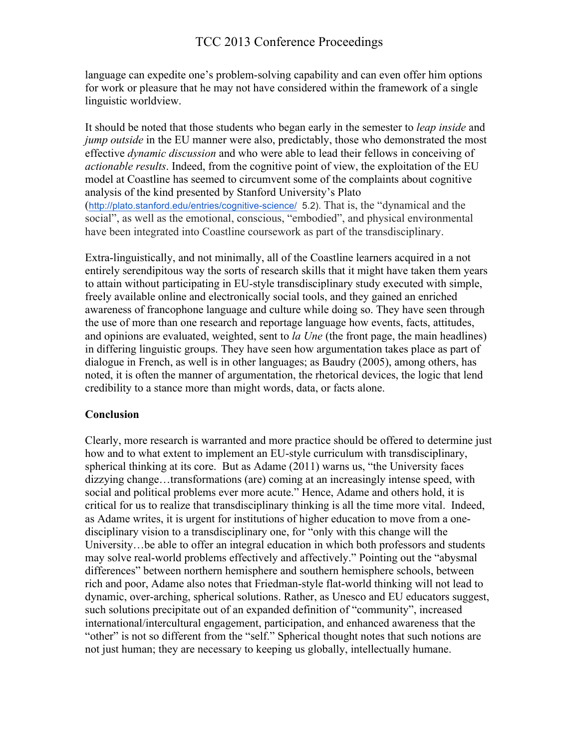language can expedite one's problem-solving capability and can even offer him options for work or pleasure that he may not have considered within the framework of a single linguistic worldview.

It should be noted that those students who began early in the semester to *leap inside* and *jump outside* in the EU manner were also, predictably, those who demonstrated the most effective *dynamic discussion* and who were able to lead their fellows in conceiving of *actionable results*. Indeed, from the cognitive point of view, the exploitation of the EU model at Coastline has seemed to circumvent some of the complaints about cognitive analysis of the kind presented by Stanford University's Plato (http://plato.stanford.edu/entries/cognitive-science/ 5.2). That is, the "dynamical and the social", as well as the emotional, conscious, "embodied", and physical environmental have been integrated into Coastline coursework as part of the transdisciplinary.

Extra-linguistically, and not minimally, all of the Coastline learners acquired in a not entirely serendipitous way the sorts of research skills that it might have taken them years to attain without participating in EU-style transdisciplinary study executed with simple, freely available online and electronically social tools, and they gained an enriched awareness of francophone language and culture while doing so. They have seen through the use of more than one research and reportage language how events, facts, attitudes, and opinions are evaluated, weighted, sent to *la Une* (the front page, the main headlines) in differing linguistic groups. They have seen how argumentation takes place as part of dialogue in French, as well is in other languages; as Baudry (2005), among others, has noted, it is often the manner of argumentation, the rhetorical devices, the logic that lend credibility to a stance more than might words, data, or facts alone.

**Conclusion**

Clearly, more research is warranted and more practice should be offered to determine just how and to what extent to implement an EU-style curriculum with transdisciplinary, spherical thinking at its core. But as Adame (2011) warns us, "the University faces dizzying change…transformations (are) coming at an increasingly intense speed, with social and political problems ever more acute." Hence, Adame and others hold, it is critical for us to realize that transdisciplinary thinking is all the time more vital. Indeed, as Adame writes, it is urgent for institutions of higher education to move from a one-disciplinary vision to a transdisciplinary one, for "only with this change will the University…be able to offer an integral education in which both professors and students may solve real-world problems effectively and affectively." Pointing out the "abysmal differences" between northern hemisphere and southern hemisphere schools, between rich and poor, Adame also notes that Friedman-style flat-world thinking will not lead to dynamic, over-arching, spherical solutions. Rather, as Unesco and EU educators suggest, such solutions precipitate out of an expanded definition of "community", increased international/intercultural engagement, participation, and enhanced awareness that the "other" is not so different from the "self." Spherical thought notes that such notions are not just human; they are necessary to keeping us globally, intellectually humane.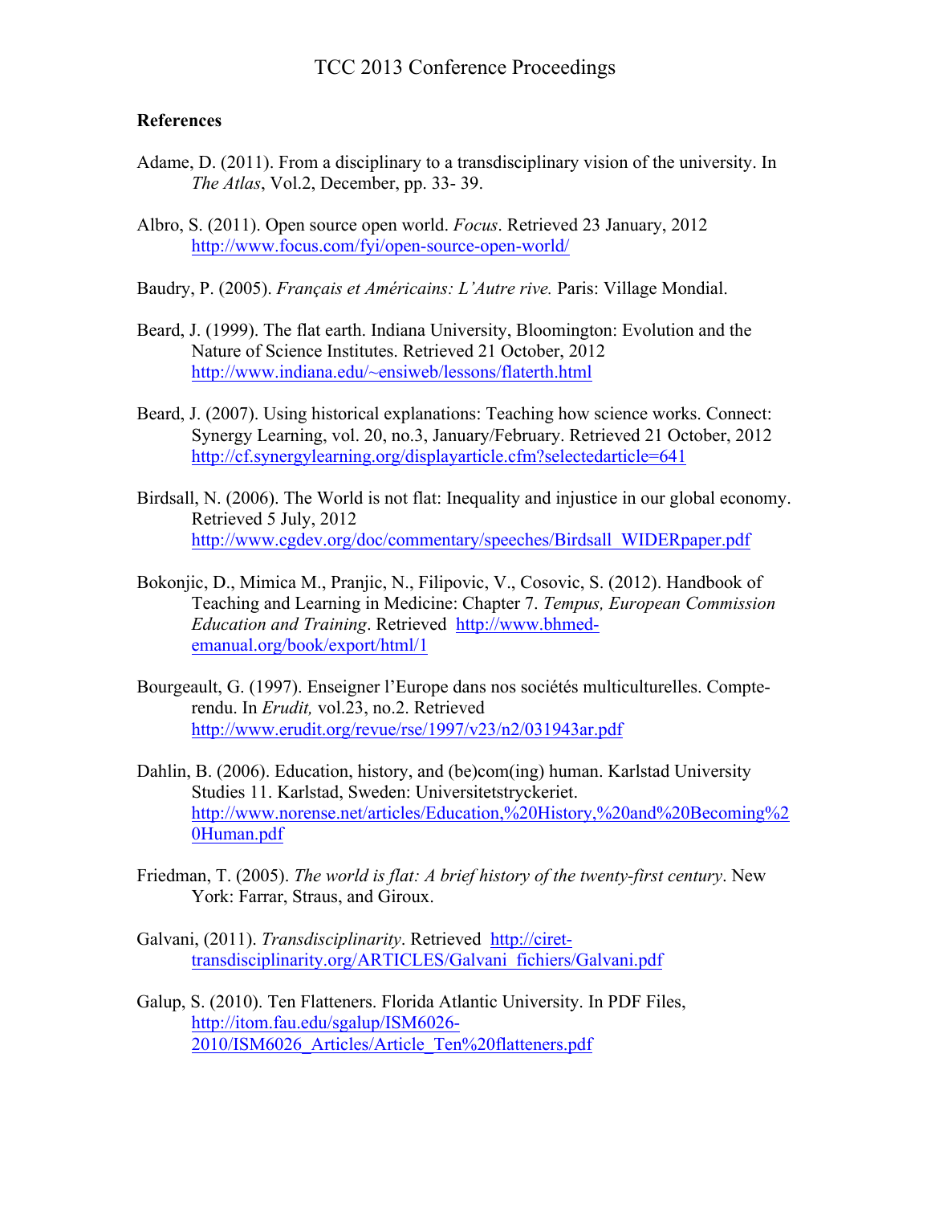**References**

Adame, D. (2011). From a disciplinary to a transdisciplinary vision of the university. In *The Atlas*, Vol.2, December, pp. 33- 39.

Albro, S. (2011). Open source open world. *Focus*. Retrieved 23 January, 2012 http://www.focus.com/fyi/open-source-open-world/

Baudry, P. (2005). *Français et Américains: L'Autre rive.* Paris: Village Mondial.

Beard, J. (1999). The flat earth. Indiana University, Bloomington: Evolution and the Nature of Science Institutes. Retrieved 21 October, 2012 http://www.indiana.edu/~ensiweb/lessons/flaterth.html

Beard, J. (2007). Using historical explanations: Teaching how science works. Connect: Synergy Learning, vol. 20, no.3, January/February. Retrieved 21 October, 2012 http://cf.synergylearning.org/displayarticle.cfm?selectedarticle=641

Birdsall, N. (2006). The World is not flat: Inequality and injustice in our global economy. Retrieved 5 July, 2012 http://www.cgdev.org/doc/commentary/speeches/Birdsall_WIDERpaper.pdf

Bokonjic, D., Mimica M., Pranjic, N., Filipovic, V., Cosovic, S. (2012). Handbook of Teaching and Learning in Medicine: Chapter 7. *Tempus, European Commission Education and Training*. Retrieved http://www.bhmed-emanual.org/book/export/html/1

Bourgeault, G. (1997). Enseigner l'Europe dans nos sociétés multiculturelles. Compte-rendu. In *Erudit,* vol.23, no.2. Retrieved http://www.erudit.org/revue/rse/1997/v23/n2/031943ar.pdf

Dahlin, B. (2006). Education, history, and (be)com(ing) human. Karlstad University Studies 11. Karlstad, Sweden: Universitetstryckeriet. http://www.norense.net/articles/Education,%20History,%20and%20Becoming%20Human.pdf

Friedman, T. (2005). *The world is flat: A brief history of the twenty-first century*. New York: Farrar, Straus, and Giroux.

Galvani, (2011). *Transdisciplinarity*. Retrieved http://ciret-transdisciplinarity.org/ARTICLES/Galvani_fichiers/Galvani.pdf

Galup, S. (2010). Ten Flatteners. Florida Atlantic University. In PDF Files, http://itom.fau.edu/sgalup/ISM6026-2010/ISM6026_Articles/Article_Ten%20flatteners.pdf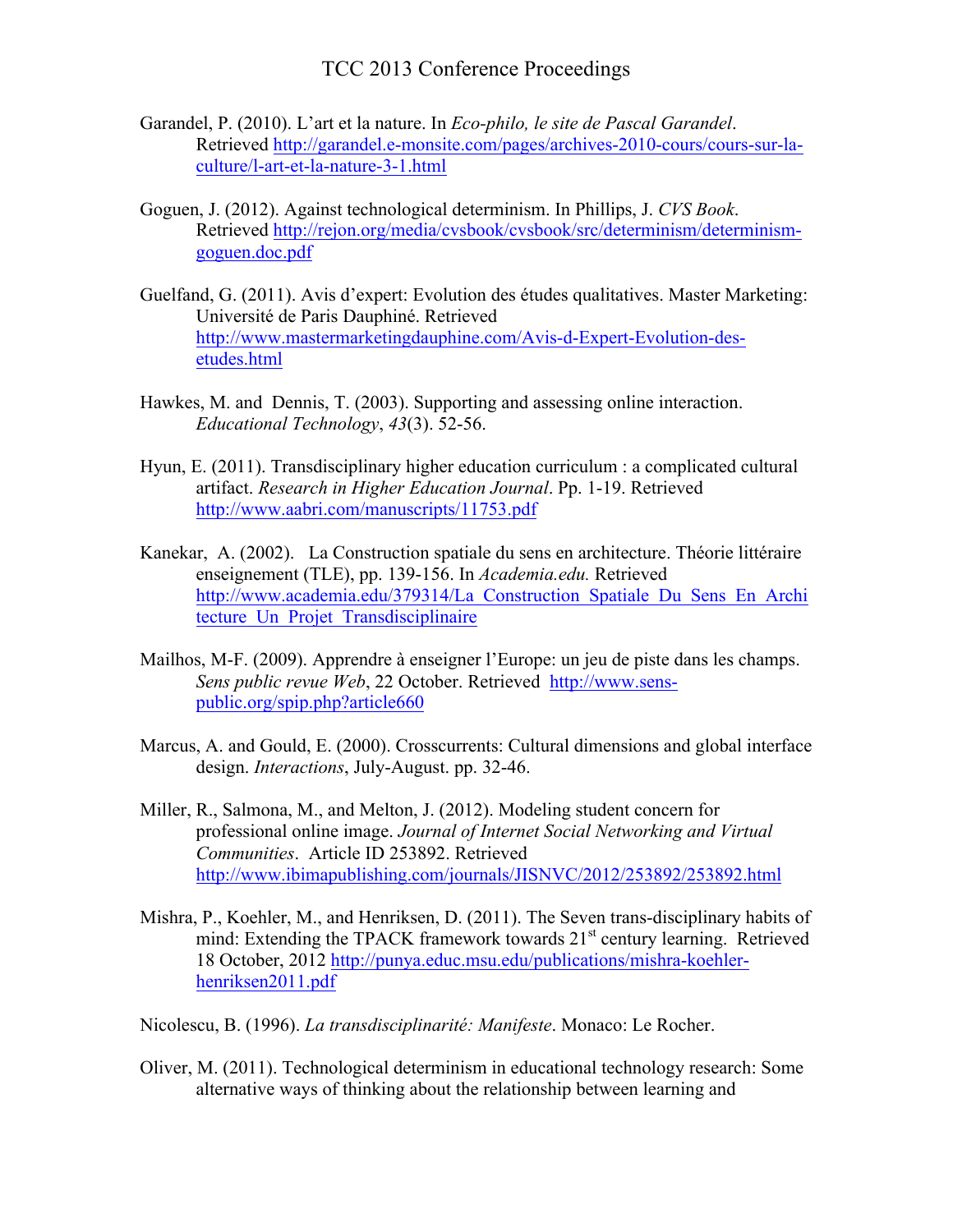Garandel, P. (2010). L'art et la nature. In *Eco-philo, le site de Pascal Garandel*. Retrieved http://garandel.e-monsite.com/pages/archives-2010-cours/cours-sur-la-culture/l-art-et-la-nature-3-1.html

Goguen, J. (2012). Against technological determinism. In Phillips, J. *CVS Book*. Retrieved http://rejon.org/media/cvsbook/cvsbook/src/determinism/determinism-goguen.doc.pdf

Guelfand, G. (2011). Avis d'expert: Evolution des études qualitatives. Master Marketing: Université de Paris Dauphiné. Retrieved http://www.mastermarketingdauphine.com/Avis-d-Expert-Evolution-des-etudes.html

Hawkes, M. and Dennis, T. (2003). Supporting and assessing online interaction. *Educational Technology*, *43*(3). 52-56.

Hyun, E. (2011). Transdisciplinary higher education curriculum : a complicated cultural artifact. *Research in Higher Education Journal*. Pp. 1-19. Retrieved http://www.aabri.com/manuscripts/11753.pdf

Kanekar, A. (2002). La Construction spatiale du sens en architecture. Théorie littéraire enseignement (TLE), pp. 139-156. In *Academia.edu.* Retrieved http://www.academia.edu/379314/La_Construction_Spatiale_Du_Sens_En_Architecture_Un_Projet_Transdisciplinaire

Mailhos, M-F. (2009). Apprendre à enseigner l'Europe: un jeu de piste dans les champs. *Sens public revue Web*, 22 October. Retrieved http://www.sens-public.org/spip.php?article660

Marcus, A. and Gould, E. (2000). Crosscurrents: Cultural dimensions and global interface design. *Interactions*, July-August. pp. 32-46.

Miller, R., Salmona, M., and Melton, J. (2012). Modeling student concern for professional online image. *Journal of Internet Social Networking and Virtual Communities*. Article ID 253892. Retrieved http://www.ibimapublishing.com/journals/JISNVC/2012/253892/253892.html

Mishra, P., Koehler, M., and Henriksen, D. (2011). The Seven trans-disciplinary habits of mind: Extending the TPACK framework towards 21st century learning. Retrieved 18 October, 2012 http://punya.educ.msu.edu/publications/mishra-koehler-henriksen2011.pdf

Nicolescu, B. (1996). *La transdisciplinarité: Manifeste*. Monaco: Le Rocher.

Oliver, M. (2011). Technological determinism in educational technology research: Some alternative ways of thinking about the relationship between learning and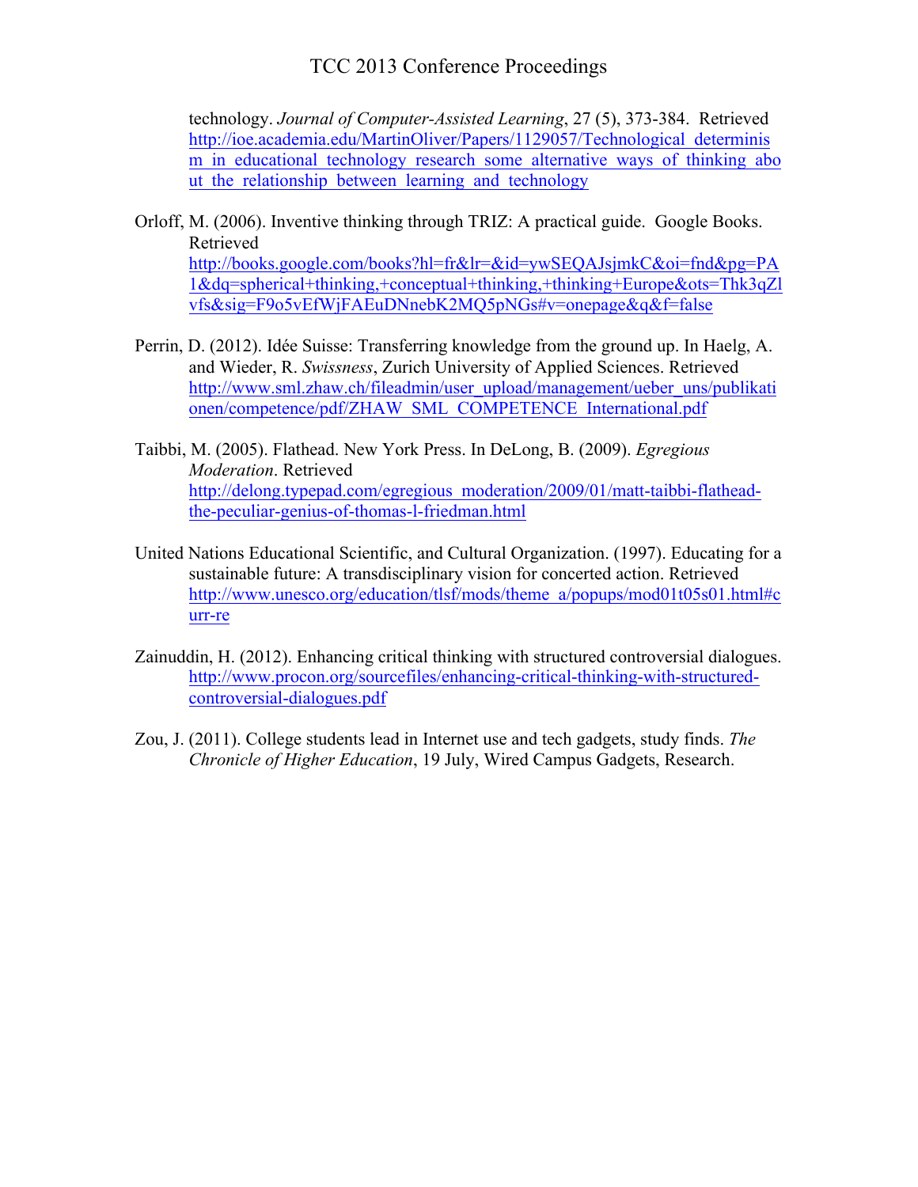technology. *Journal of Computer-Assisted Learning*, 27 (5), 373-384. Retrieved http://ioe.academia.edu/MartinOliver/Papers/1129057/Technological_determinism_in_educational_technology_research_some_alternative_ways_of_thinking_about_the_relationship_between_learning_and_technology

Orloff, M. (2006). Inventive thinking through TRIZ: A practical guide. Google Books. Retrieved http://books.google.com/books?hl=fr&lr=&id=ywSEQAJsjmkC&oi=fnd&pg=PA1&dq=spherical+thinking,+conceptual+thinking,+thinking+Europe&ots=Thk3qZlvfs&sig=F9o5vEfWjFAEuDNnebK2MQ5pNGs#v=onepage&q&f=false

Perrin, D. (2012). Idée Suisse: Transferring knowledge from the ground up. In Haelg, A. and Wieder, R. *Swissness*, Zurich University of Applied Sciences. Retrieved http://www.sml.zhaw.ch/fileadmin/user_upload/management/ueber_uns/publikationen/competence/pdf/ZHAW_SML_COMPETENCE_International.pdf

Taibbi, M. (2005). Flathead. New York Press. In DeLong, B. (2009). *Egregious Moderation*. Retrieved http://delong.typepad.com/egregious_moderation/2009/01/matt-taibbi-flathead-the-peculiar-genius-of-thomas-l-friedman.html

United Nations Educational Scientific, and Cultural Organization. (1997). Educating for a sustainable future: A transdisciplinary vision for concerted action. Retrieved http://www.unesco.org/education/tlsf/mods/theme_a/popups/mod01t05s01.html#curr-re

Zainuddin, H. (2012). Enhancing critical thinking with structured controversial dialogues. http://www.procon.org/sourcefiles/enhancing-critical-thinking-with-structured-controversial-dialogues.pdf

Zou, J. (2011). College students lead in Internet use and tech gadgets, study finds. *The Chronicle of Higher Education*, 19 July, Wired Campus Gadgets, Research.